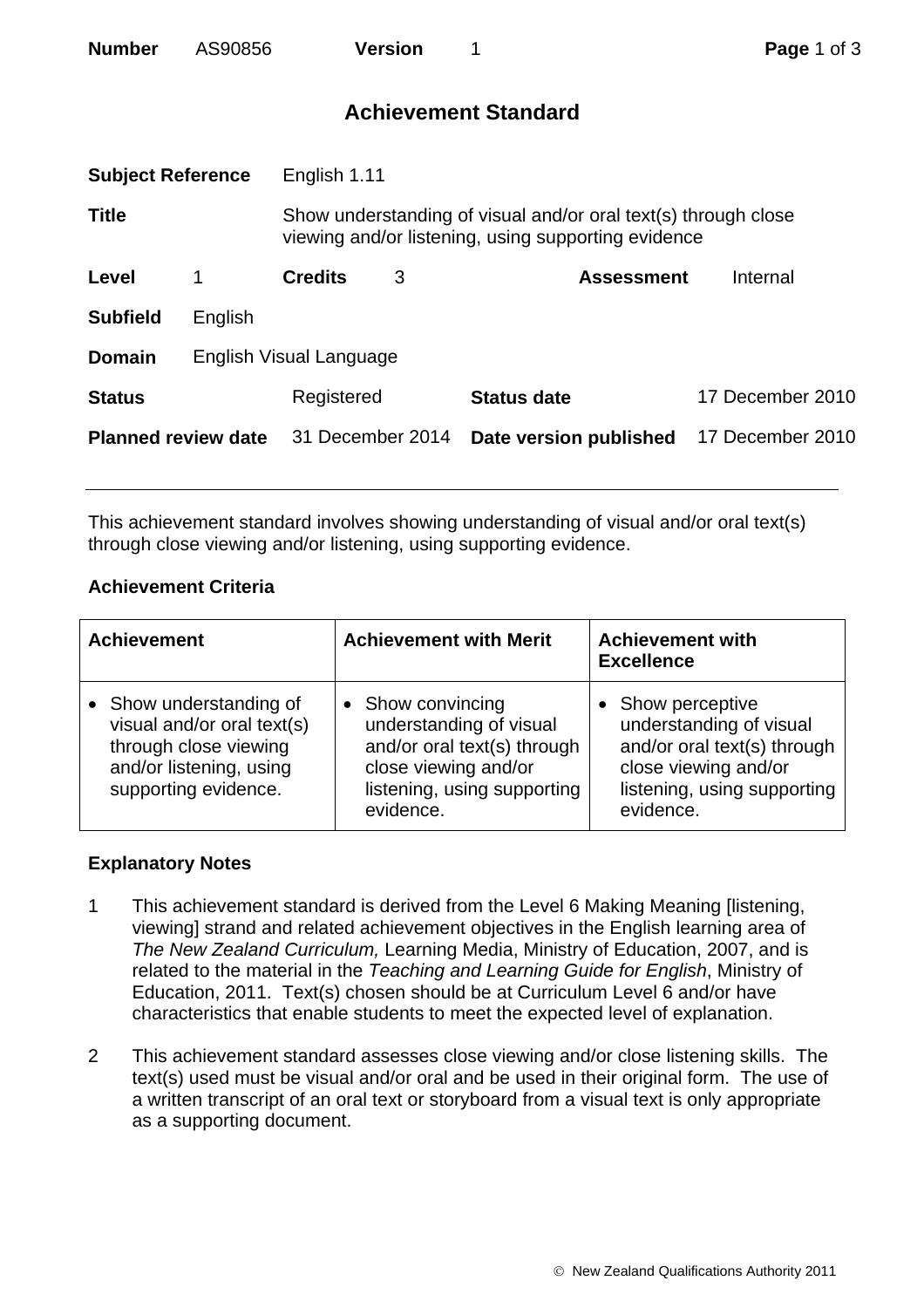# Achievement Standard

| | | | | | |
|---|---|---|---|---|---|
| **Subject Reference** | English 1.11 | | | | |
| **Title** | Show understanding of visual and/or oral text(s) through close viewing and/or listening, using supporting evidence | | | | |
| **Level** | 1 | **Credits** | 3 | **Assessment** | Internal |
| **Subfield** | English | | | | |
| **Domain** | English Visual Language | | | | |
| **Status** | Registered | **Status date** | 17 December 2010 | | |
| **Planned review date** | 31 December 2014 | **Date version published** | 17 December 2010 | | |

This achievement standard involves showing understanding of visual and/or oral text(s) through close viewing and/or listening, using supporting evidence.

**Achievement Criteria**

| Achievement | Achievement with Merit | Achievement with Excellence |
|---|---|---|
| • Show understanding of visual and/or oral text(s) through close viewing and/or listening, using supporting evidence. | • Show convincing understanding of visual and/or oral text(s) through close viewing and/or listening, using supporting evidence. | • Show perceptive understanding of visual and/or oral text(s) through close viewing and/or listening, using supporting evidence. |

**Explanatory Notes**

1. This achievement standard is derived from the Level 6 Making Meaning [listening, viewing] strand and related achievement objectives in the English learning area of *The New Zealand Curriculum,* Learning Media, Ministry of Education, 2007, and is related to the material in the *Teaching and Learning Guide for English*, Ministry of Education, 2011. Text(s) chosen should be at Curriculum Level 6 and/or have characteristics that enable students to meet the expected level of explanation.

2. This achievement standard assesses close viewing and/or close listening skills. The text(s) used must be visual and/or oral and be used in their original form. The use of a written transcript of an oral text or storyboard from a visual text is only appropriate as a supporting document.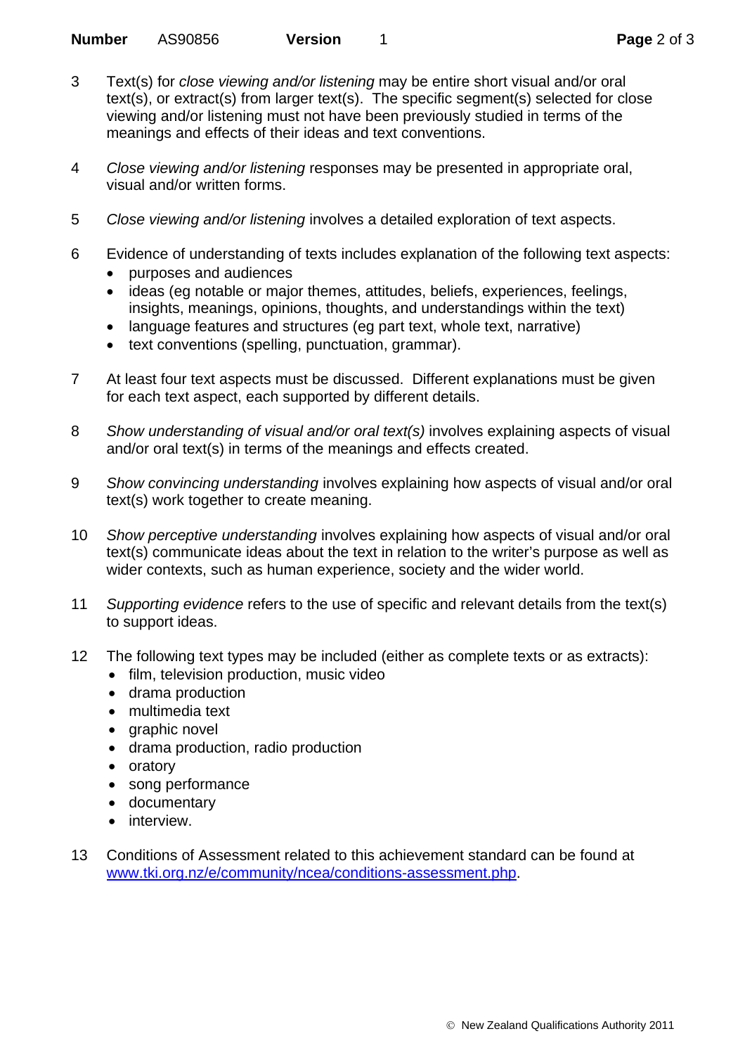3 Text(s) for *close viewing and/or listening* may be entire short visual and/or oral text(s), or extract(s) from larger text(s). The specific segment(s) selected for close viewing and/or listening must not have been previously studied in terms of the meanings and effects of their ideas and text conventions.

4 *Close viewing and/or listening* responses may be presented in appropriate oral, visual and/or written forms.

5 *Close viewing and/or listening* involves a detailed exploration of text aspects.

6 Evidence of understanding of texts includes explanation of the following text aspects:
- purposes and audiences
- ideas (eg notable or major themes, attitudes, beliefs, experiences, feelings, insights, meanings, opinions, thoughts, and understandings within the text)
- language features and structures (eg part text, whole text, narrative)
- text conventions (spelling, punctuation, grammar).

7 At least four text aspects must be discussed. Different explanations must be given for each text aspect, each supported by different details.

8 *Show understanding of visual and/or oral text(s)* involves explaining aspects of visual and/or oral text(s) in terms of the meanings and effects created.

9 *Show convincing understanding* involves explaining how aspects of visual and/or oral text(s) work together to create meaning.

10 *Show perceptive understanding* involves explaining how aspects of visual and/or oral text(s) communicate ideas about the text in relation to the writer's purpose as well as wider contexts, such as human experience, society and the wider world.

11 *Supporting evidence* refers to the use of specific and relevant details from the text(s) to support ideas.

12 The following text types may be included (either as complete texts or as extracts):
- film, television production, music video
- drama production
- multimedia text
- graphic novel
- drama production, radio production
- oratory
- song performance
- documentary
- interview.

13 Conditions of Assessment related to this achievement standard can be found at [www.tki.org.nz/e/community/ncea/conditions-assessment.php](http://www.tki.org.nz/e/community/ncea/conditions-assessment.php).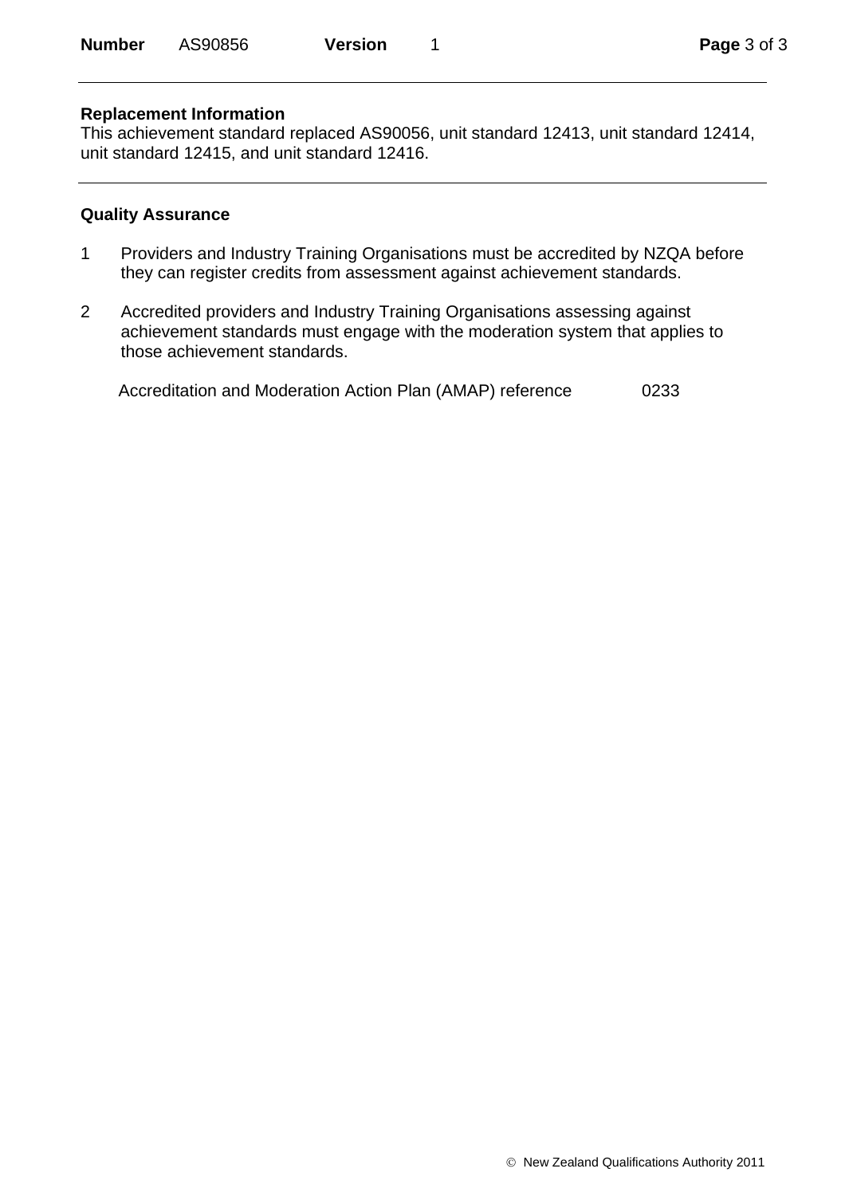**Replacement Information**

This achievement standard replaced AS90056, unit standard 12413, unit standard 12414, unit standard 12415, and unit standard 12416.

**Quality Assurance**

1. Providers and Industry Training Organisations must be accredited by NZQA before they can register credits from assessment against achievement standards.

2. Accredited providers and Industry Training Organisations assessing against achievement standards must engage with the moderation system that applies to those achievement standards.

Accreditation and Moderation Action Plan (AMAP) reference 0233